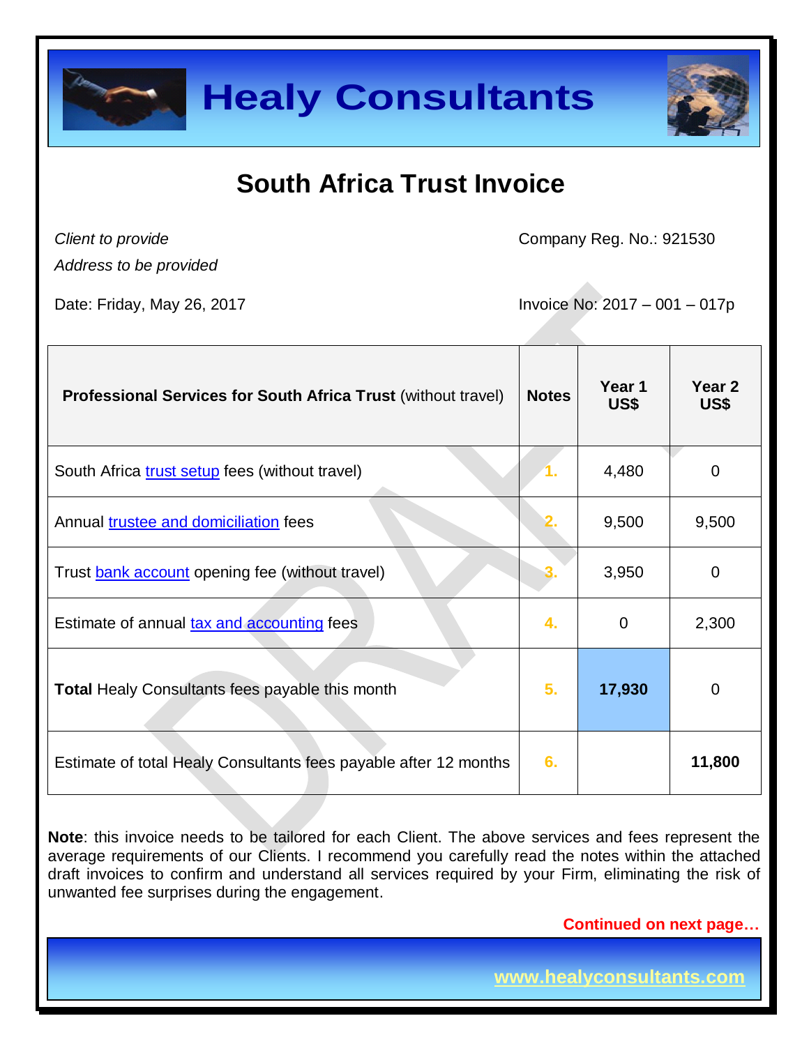# Healy Consultants

## South Africa Trust Invoice

*Client to provide*  
*Address to be provided*

Company Reg. No.: 921530

Date: Friday, May 26, 2017

Invoice No: 2017 – 001 – 017p

| **Professional Services for South Africa Trust** (without travel) | **Notes** | **Year 1 US$** | **Year 2 US$** |
|---|---|---|---|
| South Africa trust setup fees (without travel) | 1. | 4,480 | 0 |
| Annual trustee and domiciliation fees | 2. | 9,500 | 9,500 |
| Trust bank account opening fee (without travel) | 3. | 3,950 | 0 |
| Estimate of annual tax and accounting fees | 4. | 0 | 2,300 |
| **Total** Healy Consultants fees payable this month | 5. | **17,930** | 0 |
| Estimate of total Healy Consultants fees payable after 12 months | 6. | | **11,800** |

**Note**: this invoice needs to be tailored for each Client. The above services and fees represent the average requirements of our Clients. I recommend you carefully read the notes within the attached draft invoices to confirm and understand all services required by your Firm, eliminating the risk of unwanted fee surprises during the engagement.

**Continued on next page…**

www.healyconsultants.com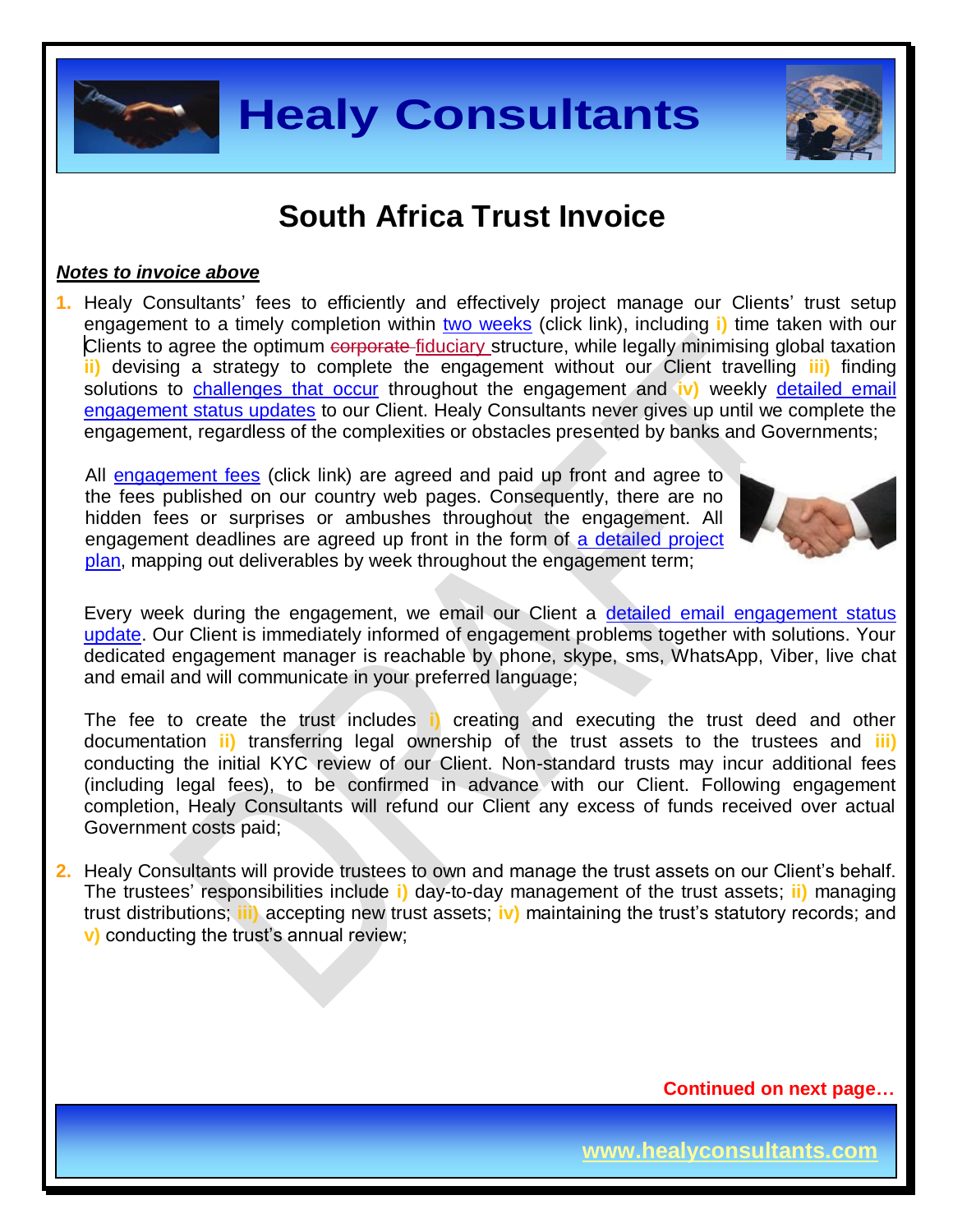# South Africa Trust Invoice

***Notes to invoice above***

1. Healy Consultants' fees to efficiently and effectively project manage our Clients' trust setup engagement to a timely completion within two weeks (click link), including **i)** time taken with our Clients to agree the optimum ~~corporate~~ fiduciary structure, while legally minimising global taxation **ii)** devising a strategy to complete the engagement without our Client travelling **iii)** finding solutions to challenges that occur throughout the engagement and **iv)** weekly detailed email engagement status updates to our Client. Healy Consultants never gives up until we complete the engagement, regardless of the complexities or obstacles presented by banks and Governments;

   All engagement fees (click link) are agreed and paid up front and agree to the fees published on our country web pages. Consequently, there are no hidden fees or surprises or ambushes throughout the engagement. All engagement deadlines are agreed up front in the form of a detailed project plan, mapping out deliverables by week throughout the engagement term;

   Every week during the engagement, we email our Client a detailed email engagement status update. Our Client is immediately informed of engagement problems together with solutions. Your dedicated engagement manager is reachable by phone, skype, sms, WhatsApp, Viber, live chat and email and will communicate in your preferred language;

   The fee to create the trust includes **i)** creating and executing the trust deed and other documentation **ii)** transferring legal ownership of the trust assets to the trustees and **iii)** conducting the initial KYC review of our Client. Non-standard trusts may incur additional fees (including legal fees), to be confirmed in advance with our Client. Following engagement completion, Healy Consultants will refund our Client any excess of funds received over actual Government costs paid;

2. Healy Consultants will provide trustees to own and manage the trust assets on our Client's behalf. The trustees' responsibilities include **i)** day-to-day management of the trust assets; **ii)** managing trust distributions; **iii)** accepting new trust assets; **iv)** maintaining the trust's statutory records; and **v)** conducting the trust's annual review;

**Continued on next page…**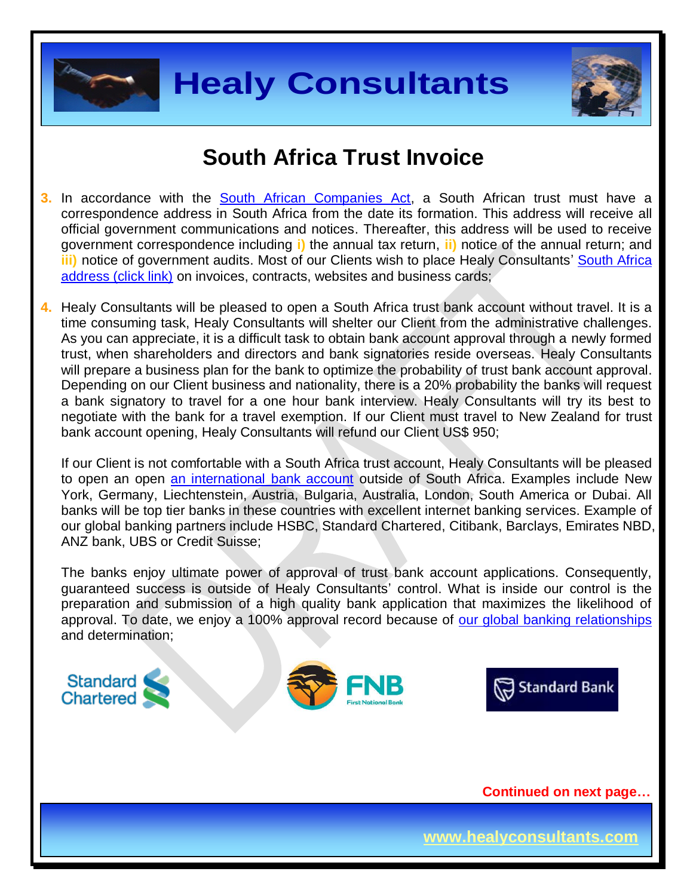# South Africa Trust Invoice

3. In accordance with the South African Companies Act, a South African trust must have a correspondence address in South Africa from the date its formation. This address will receive all official government communications and notices. Thereafter, this address will be used to receive government correspondence including **i)** the annual tax return, **ii)** notice of the annual return; and **iii)** notice of government audits. Most of our Clients wish to place Healy Consultants' South Africa address (click link) on invoices, contracts, websites and business cards;

4. Healy Consultants will be pleased to open a South Africa trust bank account without travel. It is a time consuming task, Healy Consultants will shelter our Client from the administrative challenges. As you can appreciate, it is a difficult task to obtain bank account approval through a newly formed trust, when shareholders and directors and bank signatories reside overseas. Healy Consultants will prepare a business plan for the bank to optimize the probability of trust bank account approval. Depending on our Client business and nationality, there is a 20% probability the banks will request a bank signatory to travel for a one hour bank interview. Healy Consultants will try its best to negotiate with the bank for a travel exemption. If our Client must travel to New Zealand for trust bank account opening, Healy Consultants will refund our Client US$ 950;

   If our Client is not comfortable with a South Africa trust account, Healy Consultants will be pleased to open an open an international bank account outside of South Africa. Examples include New York, Germany, Liechtenstein, Austria, Bulgaria, Australia, London, South America or Dubai. All banks will be top tier banks in these countries with excellent internet banking services. Example of our global banking partners include HSBC, Standard Chartered, Citibank, Barclays, Emirates NBD, ANZ bank, UBS or Credit Suisse;

   The banks enjoy ultimate power of approval of trust bank account applications. Consequently, guaranteed success is outside of Healy Consultants' control. What is inside our control is the preparation and submission of a high quality bank application that maximizes the likelihood of approval. To date, we enjoy a 100% approval record because of our global banking relationships and determination;

**Continued on next page…**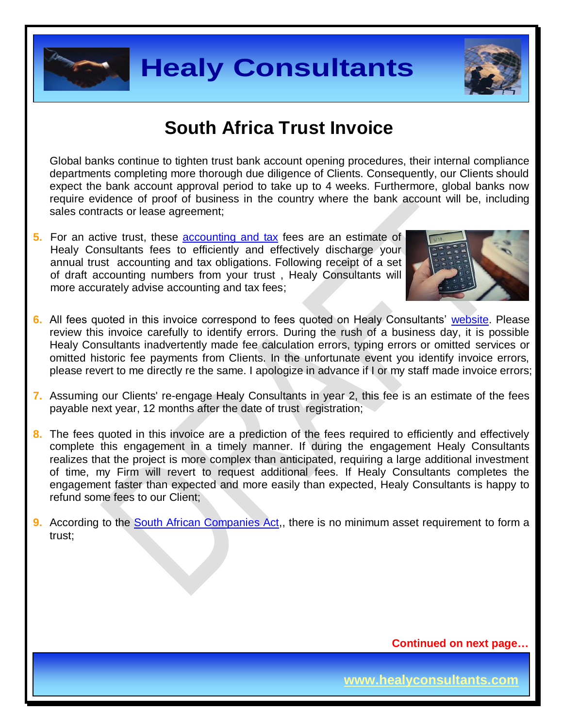# South Africa Trust Invoice

Global banks continue to tighten trust bank account opening procedures, their internal compliance departments completing more thorough due diligence of Clients. Consequently, our Clients should expect the bank account approval period to take up to 4 weeks. Furthermore, global banks now require evidence of proof of business in the country where the bank account will be, including sales contracts or lease agreement;

5. For an active trust, these accounting and tax fees are an estimate of Healy Consultants fees to efficiently and effectively discharge your annual trust accounting and tax obligations. Following receipt of a set of draft accounting numbers from your trust , Healy Consultants will more accurately advise accounting and tax fees;

6. All fees quoted in this invoice correspond to fees quoted on Healy Consultants' website. Please review this invoice carefully to identify errors. During the rush of a business day, it is possible Healy Consultants inadvertently made fee calculation errors, typing errors or omitted services or omitted historic fee payments from Clients. In the unfortunate event you identify invoice errors, please revert to me directly re the same. I apologize in advance if I or my staff made invoice errors;

7. Assuming our Clients' re-engage Healy Consultants in year 2, this fee is an estimate of the fees payable next year, 12 months after the date of trust registration;

8. The fees quoted in this invoice are a prediction of the fees required to efficiently and effectively complete this engagement in a timely manner. If during the engagement Healy Consultants realizes that the project is more complex than anticipated, requiring a large additional investment of time, my Firm will revert to request additional fees. If Healy Consultants completes the engagement faster than expected and more easily than expected, Healy Consultants is happy to refund some fees to our Client;

9. According to the South African Companies Act,, there is no minimum asset requirement to form a trust;

**Continued on next page…**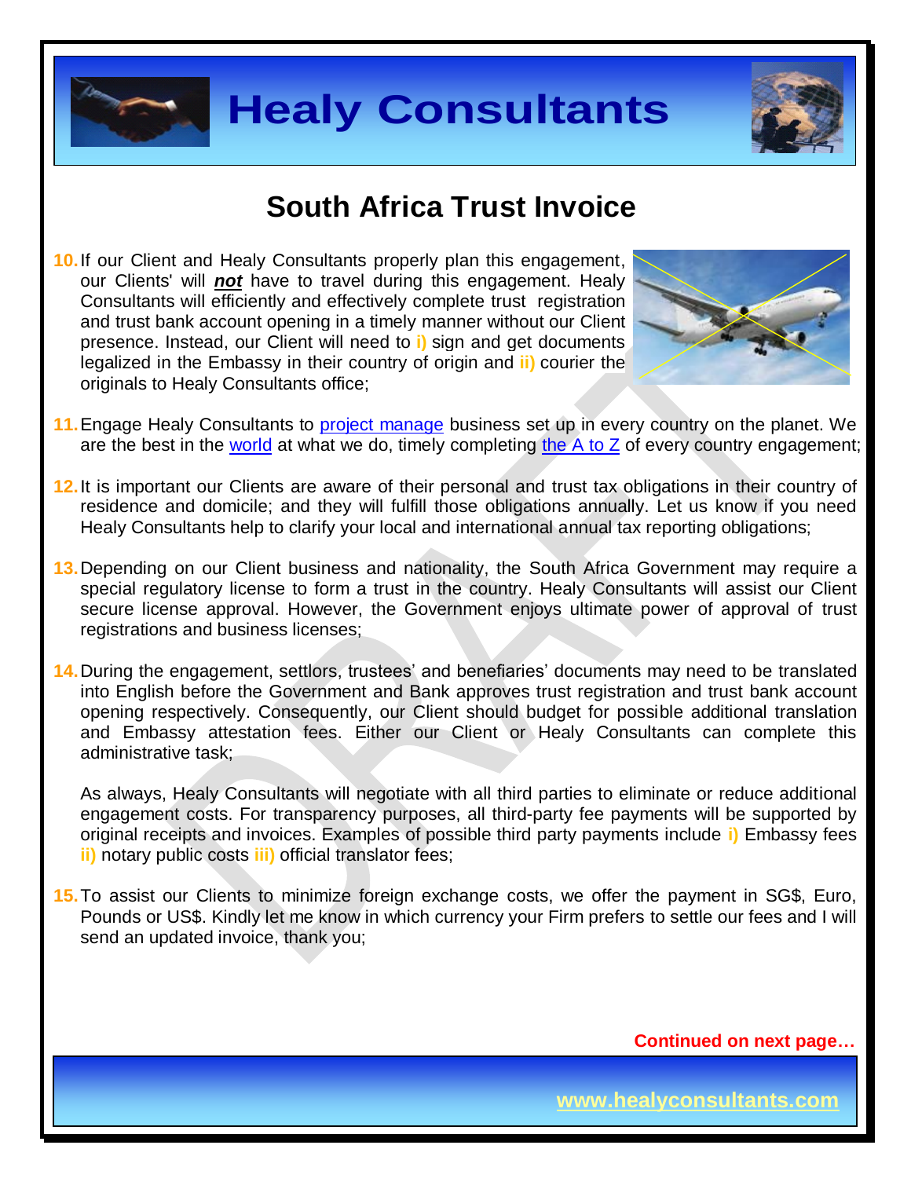# South Africa Trust Invoice

10. If our Client and Healy Consultants properly plan this engagement, our Clients' will ***not*** have to travel during this engagement. Healy Consultants will efficiently and effectively complete trust registration and trust bank account opening in a timely manner without our Client presence. Instead, our Client will need to **i)** sign and get documents legalized in the Embassy in their country of origin and **ii)** courier the originals to Healy Consultants office;

11. Engage Healy Consultants to project manage business set up in every country on the planet. We are the best in the world at what we do, timely completing the A to Z of every country engagement;

12. It is important our Clients are aware of their personal and trust tax obligations in their country of residence and domicile; and they will fulfill those obligations annually. Let us know if you need Healy Consultants help to clarify your local and international annual tax reporting obligations;

13. Depending on our Client business and nationality, the South Africa Government may require a special regulatory license to form a trust in the country. Healy Consultants will assist our Client secure license approval. However, the Government enjoys ultimate power of approval of trust registrations and business licenses;

14. During the engagement, settlors, trustees' and benefiaries' documents may need to be translated into English before the Government and Bank approves trust registration and trust bank account opening respectively. Consequently, our Client should budget for possible additional translation and Embassy attestation fees. Either our Client or Healy Consultants can complete this administrative task;

    As always, Healy Consultants will negotiate with all third parties to eliminate or reduce additional engagement costs. For transparency purposes, all third-party fee payments will be supported by original receipts and invoices. Examples of possible third party payments include **i)** Embassy fees **ii)** notary public costs **iii)** official translator fees;

15. To assist our Clients to minimize foreign exchange costs, we offer the payment in SG$, Euro, Pounds or US$. Kindly let me know in which currency your Firm prefers to settle our fees and I will send an updated invoice, thank you;

**Continued on next page…**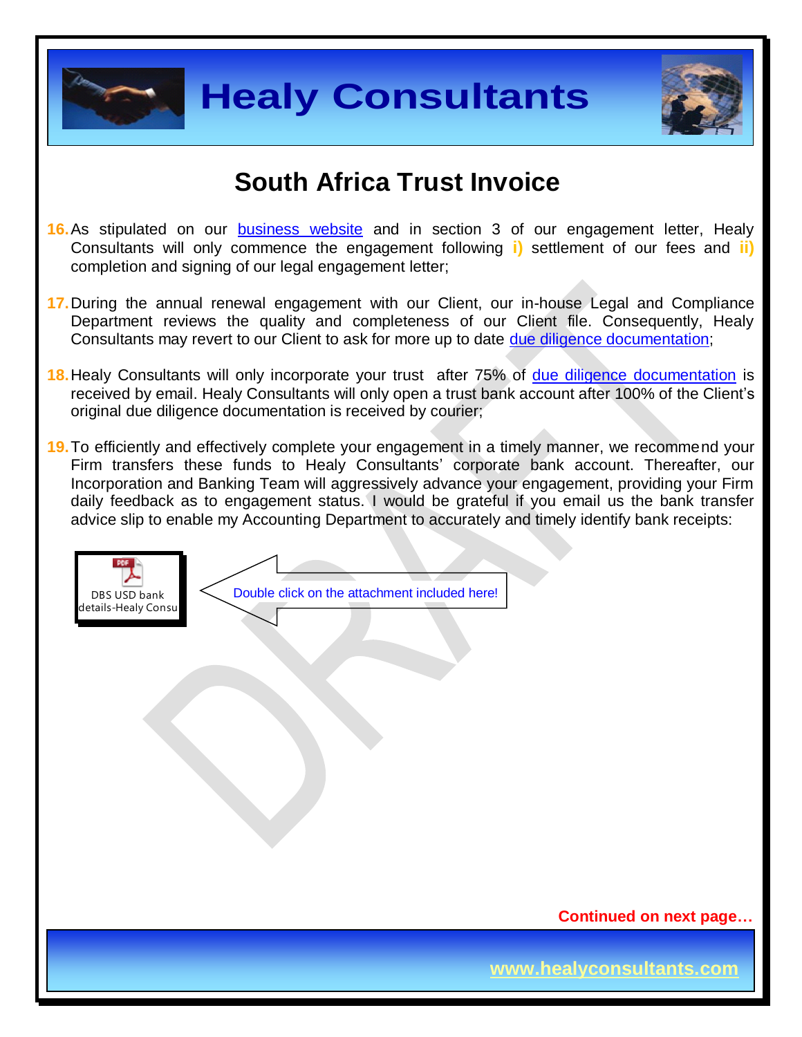# South Africa Trust Invoice

16. As stipulated on our business website and in section 3 of our engagement letter, Healy Consultants will only commence the engagement following **i)** settlement of our fees and **ii)** completion and signing of our legal engagement letter;

17. During the annual renewal engagement with our Client, our in-house Legal and Compliance Department reviews the quality and completeness of our Client file. Consequently, Healy Consultants may revert to our Client to ask for more up to date due diligence documentation;

18. Healy Consultants will only incorporate your trust after 75% of due diligence documentation is received by email. Healy Consultants will only open a trust bank account after 100% of the Client's original due diligence documentation is received by courier;

19. To efficiently and effectively complete your engagement in a timely manner, we recommend your Firm transfers these funds to Healy Consultants' corporate bank account. Thereafter, our Incorporation and Banking Team will aggressively advance your engagement, providing your Firm daily feedback as to engagement status. I would be grateful if you email us the bank transfer advice slip to enable my Accounting Department to accurately and timely identify bank receipts:

DBS USD bank details-Healy Consu

Double click on the attachment included here!

**Continued on next page…**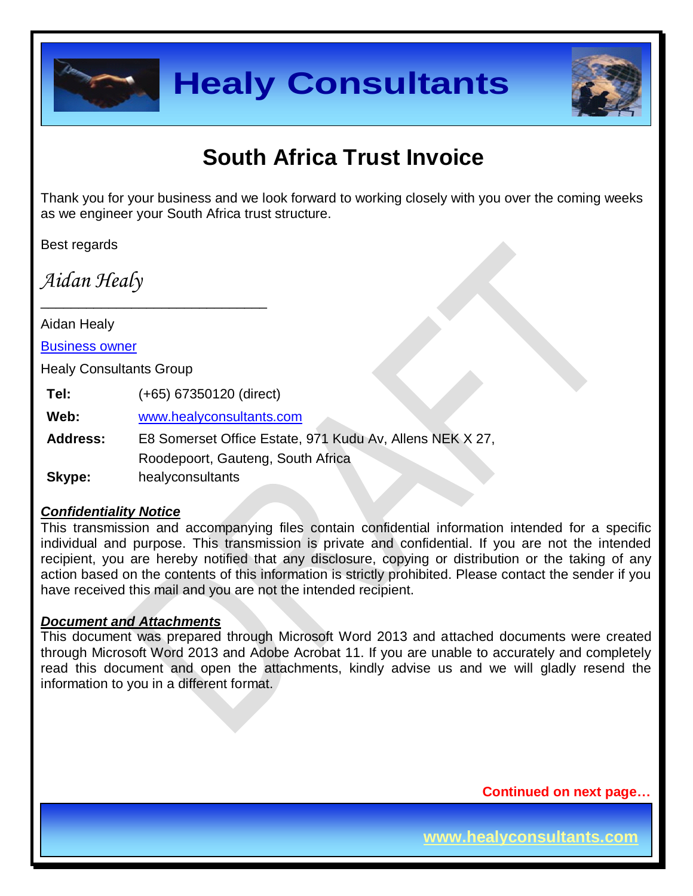# Healy Consultants

## South Africa Trust Invoice

Thank you for your business and we look forward to working closely with you over the coming weeks as we engineer your South Africa trust structure.

Best regards

*Aidan Healy*

______________________________

Aidan Healy

Business owner

Healy Consultants Group

| | |
|---|---|
| **Tel:** | (+65) 67350120 (direct) |
| **Web:** | www.healyconsultants.com |
| **Address:** | E8 Somerset Office Estate, 971 Kudu Av, Allens NEK X 27, Roodepoort, Gauteng, South Africa |
| **Skype:** | healyconsultants |

***Confidentiality Notice***

This transmission and accompanying files contain confidential information intended for a specific individual and purpose. This transmission is private and confidential. If you are not the intended recipient, you are hereby notified that any disclosure, copying or distribution or the taking of any action based on the contents of this information is strictly prohibited. Please contact the sender if you have received this mail and you are not the intended recipient.

***Document and Attachments***

This document was prepared through Microsoft Word 2013 and attached documents were created through Microsoft Word 2013 and Adobe Acrobat 11. If you are unable to accurately and completely read this document and open the attachments, kindly advise us and we will gladly resend the information to you in a different format.

**Continued on next page…**